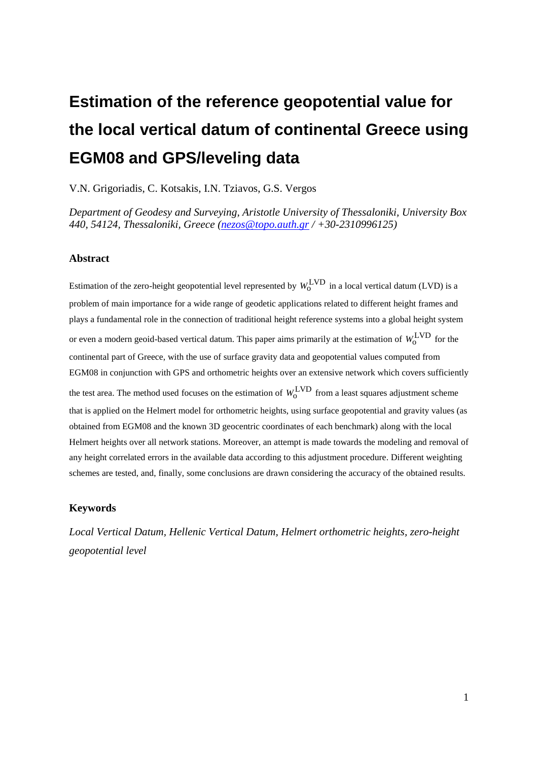# Estimation of the reference geopotential value for the local vertical datum of continental Greece using EGM08 and GPS/leveling data

V.N. Grigoriadis, C. Kotsakis, I.N. Tziavos, G.S. Vergos

*Department of Geodesy and Surveying, Aristotle University of Thessaloniki, University Box 440, 54124, Thessaloniki, Greece (nezos@topo.auth.gr / +30-2310996125)*

## Abstract

Estimation of the zero-height geopotential level represented by $W_o^{\mathrm{LVD}}$ in a local vertical datum (LVD) is a problem of main importance for a wide range of geodetic applications related to different height frames and plays a fundamental role in the connection of traditional height reference systems into a global height system or even a modern geoid-based vertical datum. This paper aims primarily at the estimation of $W_o^{\mathrm{LVD}}$ for the continental part of Greece, with the use of surface gravity data and geopotential values computed from EGM08 in conjunction with GPS and orthometric heights over an extensive network which covers sufficiently the test area. The method used focuses on the estimation of $W_o^{\mathrm{LVD}}$ from a least squares adjustment scheme that is applied on the Helmert model for orthometric heights, using surface geopotential and gravity values (as obtained from EGM08 and the known 3D geocentric coordinates of each benchmark) along with the local Helmert heights over all network stations. Moreover, an attempt is made towards the modeling and removal of any height correlated errors in the available data according to this adjustment procedure. Different weighting schemes are tested, and, finally, some conclusions are drawn considering the accuracy of the obtained results.

## Keywords

*Local Vertical Datum, Hellenic Vertical Datum, Helmert orthometric heights, zero-height geopotential level*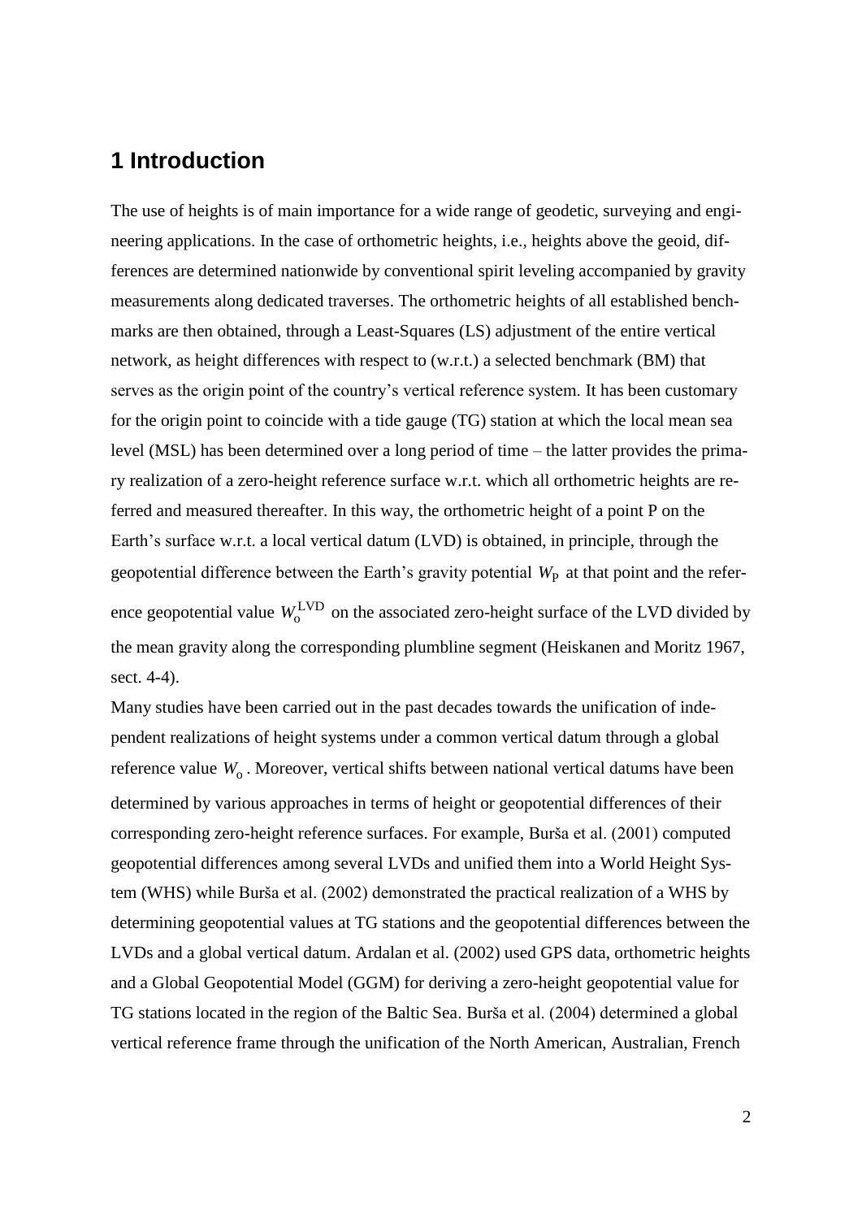# 1 Introduction

The use of heights is of main importance for a wide range of geodetic, surveying and engineering applications. In the case of orthometric heights, i.e., heights above the geoid, differences are determined nationwide by conventional spirit leveling accompanied by gravity measurements along dedicated traverses. The orthometric heights of all established benchmarks are then obtained, through a Least-Squares (LS) adjustment of the entire vertical network, as height differences with respect to (w.r.t.) a selected benchmark (BM) that serves as the origin point of the country's vertical reference system. It has been customary for the origin point to coincide with a tide gauge (TG) station at which the local mean sea level (MSL) has been determined over a long period of time – the latter provides the primary realization of a zero-height reference surface w.r.t. which all orthometric heights are referred and measured thereafter. In this way, the orthometric height of a point P on the Earth's surface w.r.t. a local vertical datum (LVD) is obtained, in principle, through the geopotential difference between the Earth's gravity potential $W_{\mathrm{P}}$ at that point and the reference geopotential value $W_{\mathrm{o}}^{\mathrm{LVD}}$ on the associated zero-height surface of the LVD divided by the mean gravity along the corresponding plumbline segment (Heiskanen and Moritz 1967, sect. 4-4).

Many studies have been carried out in the past decades towards the unification of independent realizations of height systems under a common vertical datum through a global reference value $W_{\mathrm{o}}$. Moreover, vertical shifts between national vertical datums have been determined by various approaches in terms of height or geopotential differences of their corresponding zero-height reference surfaces. For example, Burša et al. (2001) computed geopotential differences among several LVDs and unified them into a World Height System (WHS) while Burša et al. (2002) demonstrated the practical realization of a WHS by determining geopotential values at TG stations and the geopotential differences between the LVDs and a global vertical datum. Ardalan et al. (2002) used GPS data, orthometric heights and a Global Geopotential Model (GGM) for deriving a zero-height geopotential value for TG stations located in the region of the Baltic Sea. Burša et al. (2004) determined a global vertical reference frame through the unification of the North American, Australian, French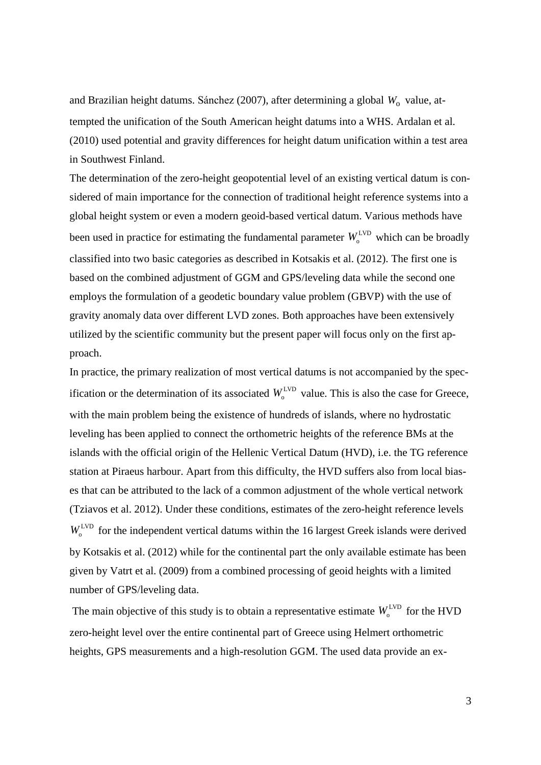and Brazilian height datums. Sánchez (2007), after determining a global $W_o$ value, attempted the unification of the South American height datums into a WHS. Ardalan et al. (2010) used potential and gravity differences for height datum unification within a test area in Southwest Finland.

The determination of the zero-height geopotential level of an existing vertical datum is considered of main importance for the connection of traditional height reference systems into a global height system or even a modern geoid-based vertical datum. Various methods have been used in practice for estimating the fundamental parameter $W_o^{\mathrm{LVD}}$ which can be broadly classified into two basic categories as described in Kotsakis et al. (2012). The first one is based on the combined adjustment of GGM and GPS/leveling data while the second one employs the formulation of a geodetic boundary value problem (GBVP) with the use of gravity anomaly data over different LVD zones. Both approaches have been extensively utilized by the scientific community but the present paper will focus only on the first approach.

In practice, the primary realization of most vertical datums is not accompanied by the specification or the determination of its associated $W_o^{\mathrm{LVD}}$ value. This is also the case for Greece, with the main problem being the existence of hundreds of islands, where no hydrostatic leveling has been applied to connect the orthometric heights of the reference BMs at the islands with the official origin of the Hellenic Vertical Datum (HVD), i.e. the TG reference station at Piraeus harbour. Apart from this difficulty, the HVD suffers also from local biases that can be attributed to the lack of a common adjustment of the whole vertical network (Tziavos et al. 2012). Under these conditions, estimates of the zero-height reference levels $W_o^{\mathrm{LVD}}$ for the independent vertical datums within the 16 largest Greek islands were derived by Kotsakis et al. (2012) while for the continental part the only available estimate has been given by Vatrt et al. (2009) from a combined processing of geoid heights with a limited number of GPS/leveling data.

The main objective of this study is to obtain a representative estimate $W_o^{\mathrm{LVD}}$ for the HVD zero-height level over the entire continental part of Greece using Helmert orthometric heights, GPS measurements and a high-resolution GGM. The used data provide an ex-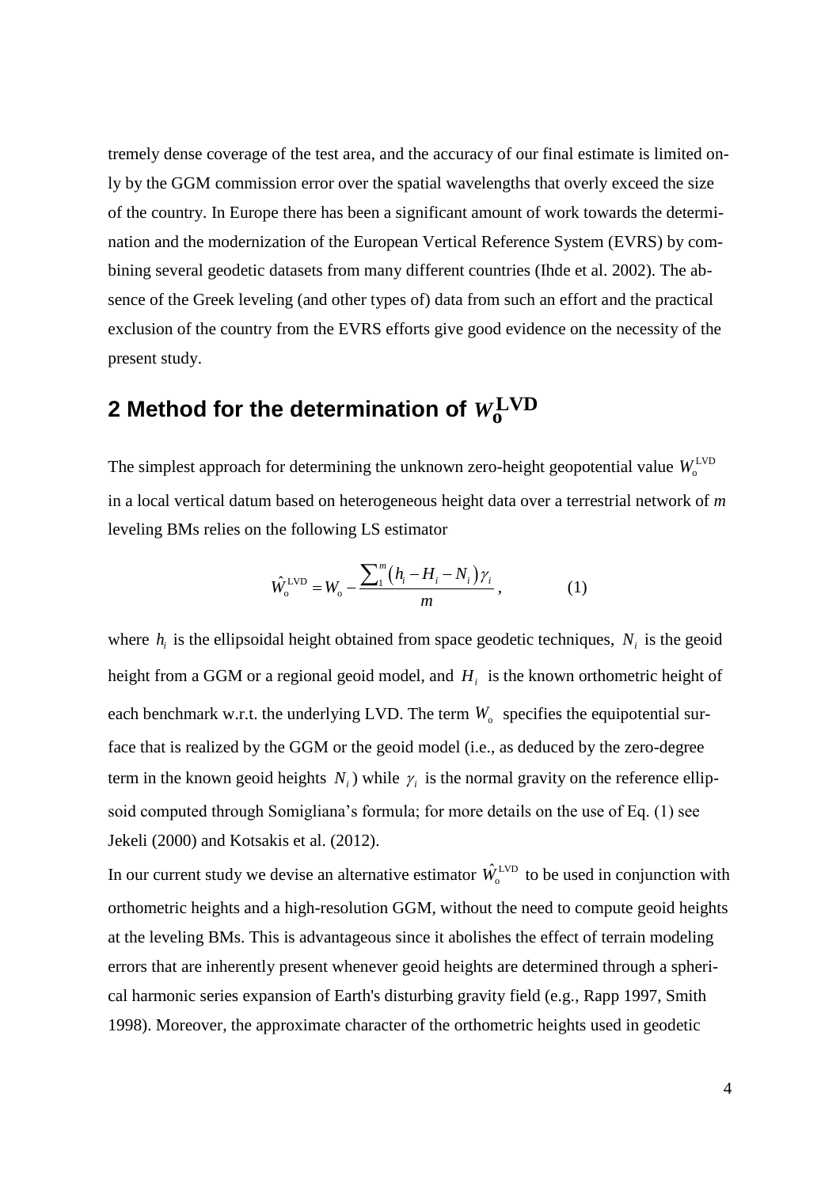tremely dense coverage of the test area, and the accuracy of our final estimate is limited only by the GGM commission error over the spatial wavelengths that overly exceed the size of the country. In Europe there has been a significant amount of work towards the determination and the modernization of the European Vertical Reference System (EVRS) by combining several geodetic datasets from many different countries (Ihde et al. 2002). The absence of the Greek leveling (and other types of) data from such an effort and the practical exclusion of the country from the EVRS efforts give good evidence on the necessity of the present study.

## 2 Method for the determination of $W_o^{\mathrm{LVD}}$

The simplest approach for determining the unknown zero-height geopotential value $W_o^{\mathrm{LVD}}$ in a local vertical datum based on heterogeneous height data over a terrestrial network of *m* leveling BMs relies on the following LS estimator

$$\hat{W}_o^{\mathrm{LVD}} = W_o - \frac{\sum_1^m \left(h_i - H_i - N_i\right)\gamma_i}{m}, \qquad (1)$$

where $h_i$ is the ellipsoidal height obtained from space geodetic techniques, $N_i$ is the geoid height from a GGM or a regional geoid model, and $H_i$ is the known orthometric height of each benchmark w.r.t. the underlying LVD. The term $W_o$ specifies the equipotential surface that is realized by the GGM or the geoid model (i.e., as deduced by the zero-degree term in the known geoid heights $N_i$) while $\gamma_i$ is the normal gravity on the reference ellipsoid computed through Somigliana's formula; for more details on the use of Eq. (1) see Jekeli (2000) and Kotsakis et al. (2012).

In our current study we devise an alternative estimator $\hat{W}_o^{\mathrm{LVD}}$ to be used in conjunction with orthometric heights and a high-resolution GGM, without the need to compute geoid heights at the leveling BMs. This is advantageous since it abolishes the effect of terrain modeling errors that are inherently present whenever geoid heights are determined through a spherical harmonic series expansion of Earth's disturbing gravity field (e.g., Rapp 1997, Smith 1998). Moreover, the approximate character of the orthometric heights used in geodetic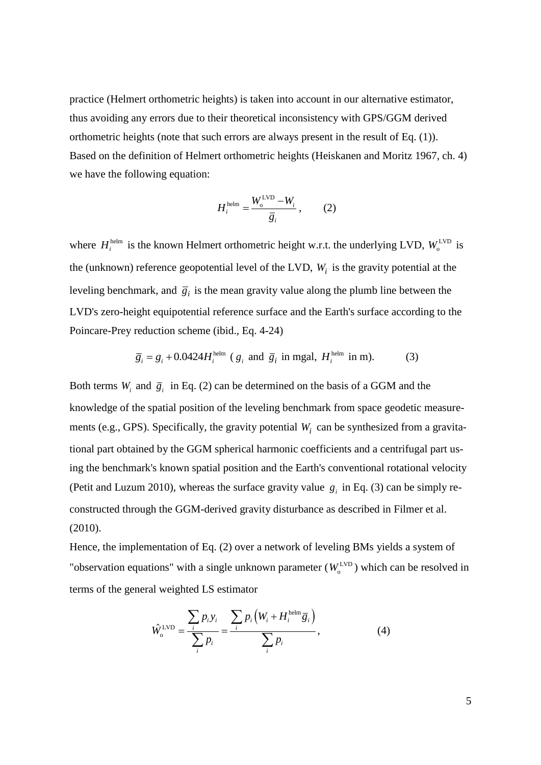practice (Helmert orthometric heights) is taken into account in our alternative estimator, thus avoiding any errors due to their theoretical inconsistency with GPS/GGM derived orthometric heights (note that such errors are always present in the result of Eq. (1)). Based on the definition of Helmert orthometric heights (Heiskanen and Moritz 1967, ch. 4) we have the following equation:

$$H_i^{\text{helm}} = \frac{W_{\text{o}}^{\text{LVD}} - W_i}{\bar{g}_i}, \qquad (2)$$

where $H_i^{\text{helm}}$ is the known Helmert orthometric height w.r.t. the underlying LVD, $W_{\text{o}}^{\text{LVD}}$ is the (unknown) reference geopotential level of the LVD, $W_i$ is the gravity potential at the leveling benchmark, and $\bar{g}_i$ is the mean gravity value along the plumb line between the LVD's zero-height equipotential reference surface and the Earth's surface according to the Poincare-Prey reduction scheme (ibid., Eq. 4-24)

$$\bar{g}_i = g_i + 0.0424 H_i^{\text{helm}} \text{ ( } g_i \text{ and } \bar{g}_i \text{ in mgal, } H_i^{\text{helm}} \text{ in m).} \qquad (3)$$

Both terms $W_i$ and $\bar{g}_i$ in Eq. (2) can be determined on the basis of a GGM and the knowledge of the spatial position of the leveling benchmark from space geodetic measurements (e.g., GPS). Specifically, the gravity potential $W_i$ can be synthesized from a gravitational part obtained by the GGM spherical harmonic coefficients and a centrifugal part using the benchmark's known spatial position and the Earth's conventional rotational velocity (Petit and Luzum 2010), whereas the surface gravity value $g_i$ in Eq. (3) can be simply reconstructed through the GGM-derived gravity disturbance as described in Filmer et al. (2010).

Hence, the implementation of Eq. (2) over a network of leveling BMs yields a system of "observation equations" with a single unknown parameter ($W_{\text{o}}^{\text{LVD}}$) which can be resolved in terms of the general weighted LS estimator

$$\hat{W}_{\text{o}}^{\text{LVD}} = \frac{\sum_i p_i y_i}{\sum_i p_i} = \frac{\sum_i p_i \left( W_i + H_i^{\text{helm}} \bar{g}_i \right)}{\sum_i p_i}, \qquad (4)$$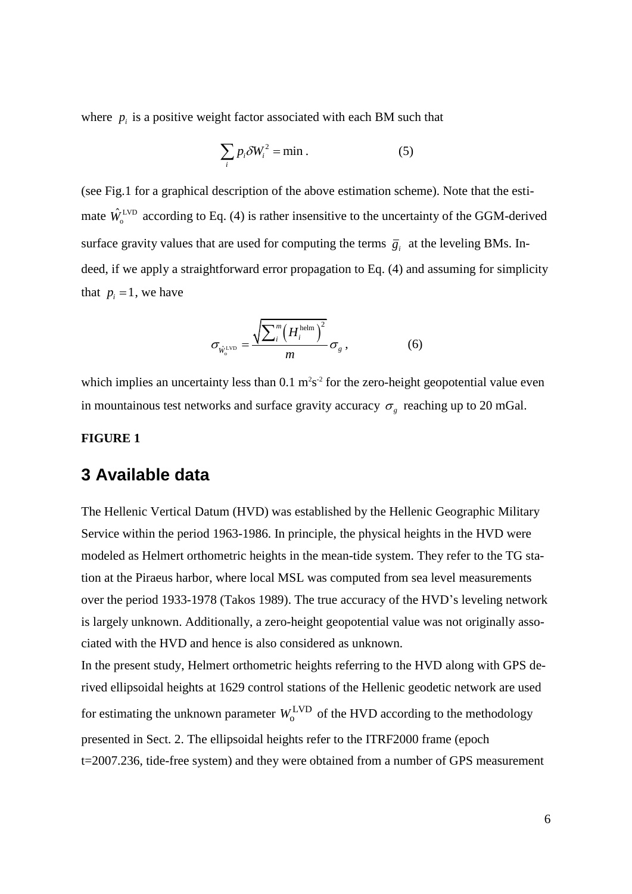where $p_i$ is a positive weight factor associated with each BM such that

$$\sum_i p_i \delta W_i^2 = \min . \tag{5}$$

(see Fig.1 for a graphical description of the above estimation scheme). Note that the estimate $\hat{W}_o^{\mathrm{LVD}}$ according to Eq. (4) is rather insensitive to the uncertainty of the GGM-derived surface gravity values that are used for computing the terms $\bar{g}_i$ at the leveling BMs. Indeed, if we apply a straightforward error propagation to Eq. (4) and assuming for simplicity that $p_i = 1$, we have

$$\sigma_{\hat{W}_o^{\mathrm{LVD}}} = \frac{\sqrt{\sum_i^m \left(H_i^{\mathrm{helm}}\right)^2}}{m} \sigma_g , \tag{6}$$

which implies an uncertainty less than 0.1 m$^2$s$^{-2}$ for the zero-height geopotential value even in mountainous test networks and surface gravity accuracy $\sigma_g$ reaching up to 20 mGal.

**FIGURE 1**

## 3 Available data

The Hellenic Vertical Datum (HVD) was established by the Hellenic Geographic Military Service within the period 1963-1986. In principle, the physical heights in the HVD were modeled as Helmert orthometric heights in the mean-tide system. They refer to the TG station at the Piraeus harbor, where local MSL was computed from sea level measurements over the period 1933-1978 (Takos 1989). The true accuracy of the HVD's leveling network is largely unknown. Additionally, a zero-height geopotential value was not originally associated with the HVD and hence is also considered as unknown.

In the present study, Helmert orthometric heights referring to the HVD along with GPS derived ellipsoidal heights at 1629 control stations of the Hellenic geodetic network are used for estimating the unknown parameter $W_o^{\mathrm{LVD}}$ of the HVD according to the methodology presented in Sect. 2. The ellipsoidal heights refer to the ITRF2000 frame (epoch t=2007.236, tide-free system) and they were obtained from a number of GPS measurement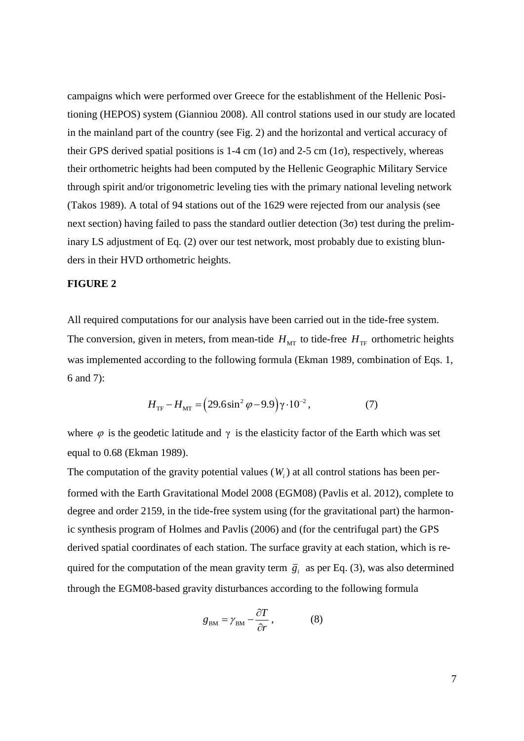campaigns which were performed over Greece for the establishment of the Hellenic Positioning (HEPOS) system (Gianniou 2008). All control stations used in our study are located in the mainland part of the country (see Fig. 2) and the horizontal and vertical accuracy of their GPS derived spatial positions is 1-4 cm (1σ) and 2-5 cm (1σ), respectively, whereas their orthometric heights had been computed by the Hellenic Geographic Military Service through spirit and/or trigonometric leveling ties with the primary national leveling network (Takos 1989). A total of 94 stations out of the 1629 were rejected from our analysis (see next section) having failed to pass the standard outlier detection (3σ) test during the preliminary LS adjustment of Eq. (2) over our test network, most probably due to existing blunders in their HVD orthometric heights.

**FIGURE 2**

All required computations for our analysis have been carried out in the tide-free system. The conversion, given in meters, from mean-tide $H_{\mathrm{MT}}$ to tide-free $H_{\mathrm{TF}}$ orthometric heights was implemented according to the following formula (Ekman 1989, combination of Eqs. 1, 6 and 7):

$$H_{\mathrm{TF}} - H_{\mathrm{MT}} = \left(29.6\sin^2\varphi - 9.9\right)\gamma \cdot 10^{-2}, \qquad (7)$$

where $\varphi$ is the geodetic latitude and $\gamma$ is the elasticity factor of the Earth which was set equal to 0.68 (Ekman 1989).

The computation of the gravity potential values ($W_i$) at all control stations has been performed with the Earth Gravitational Model 2008 (EGM08) (Pavlis et al. 2012), complete to degree and order 2159, in the tide-free system using (for the gravitational part) the harmonic synthesis program of Holmes and Pavlis (2006) and (for the centrifugal part) the GPS derived spatial coordinates of each station. The surface gravity at each station, which is required for the computation of the mean gravity term $\bar{g}_i$ as per Eq. (3), was also determined through the EGM08-based gravity disturbances according to the following formula

$$g_{\mathrm{BM}} = \gamma_{\mathrm{BM}} - \frac{\partial T}{\partial r}, \qquad (8)$$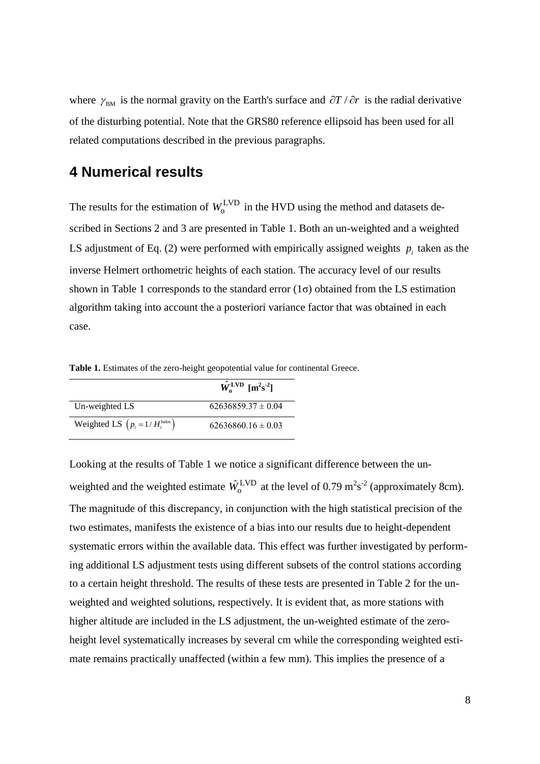where $\gamma_{\mathrm{BM}}$ is the normal gravity on the Earth's surface and $\partial T / \partial r$ is the radial derivative of the disturbing potential. Note that the GRS80 reference ellipsoid has been used for all related computations described in the previous paragraphs.

## 4 Numerical results

The results for the estimation of $W_{\mathrm{o}}^{\mathrm{LVD}}$ in the HVD using the method and datasets described in Sections 2 and 3 are presented in Table 1. Both an un-weighted and a weighted LS adjustment of Eq. (2) were performed with empirically assigned weights $p_i$ taken as the inverse Helmert orthometric heights of each station. The accuracy level of our results shown in Table 1 corresponds to the standard error (1σ) obtained from the LS estimation algorithm taking into account the a posteriori variance factor that was obtained in each case.

**Table 1.** Estimates of the zero-height geopotential value for continental Greece.

| | $\hat{W}_{\mathrm{o}}^{\mathrm{LVD}}$ [$\mathrm{m^2s^{-2}}$] |
|---|---|
| Un-weighted LS | 62636859.37 ± 0.04 |
| Weighted LS $\left(p_i = 1/H_i^{\mathrm{helm}}\right)$ | 62636860.16 ± 0.03 |

Looking at the results of Table 1 we notice a significant difference between the un-weighted and the weighted estimate $\hat{W}_{\mathrm{o}}^{\mathrm{LVD}}$ at the level of 0.79 $\mathrm{m^2s^{-2}}$ (approximately 8cm). The magnitude of this discrepancy, in conjunction with the high statistical precision of the two estimates, manifests the existence of a bias into our results due to height-dependent systematic errors within the available data. This effect was further investigated by performing additional LS adjustment tests using different subsets of the control stations according to a certain height threshold. The results of these tests are presented in Table 2 for the un-weighted and weighted solutions, respectively. It is evident that, as more stations with higher altitude are included in the LS adjustment, the un-weighted estimate of the zero-height level systematically increases by several cm while the corresponding weighted estimate remains practically unaffected (within a few mm). This implies the presence of a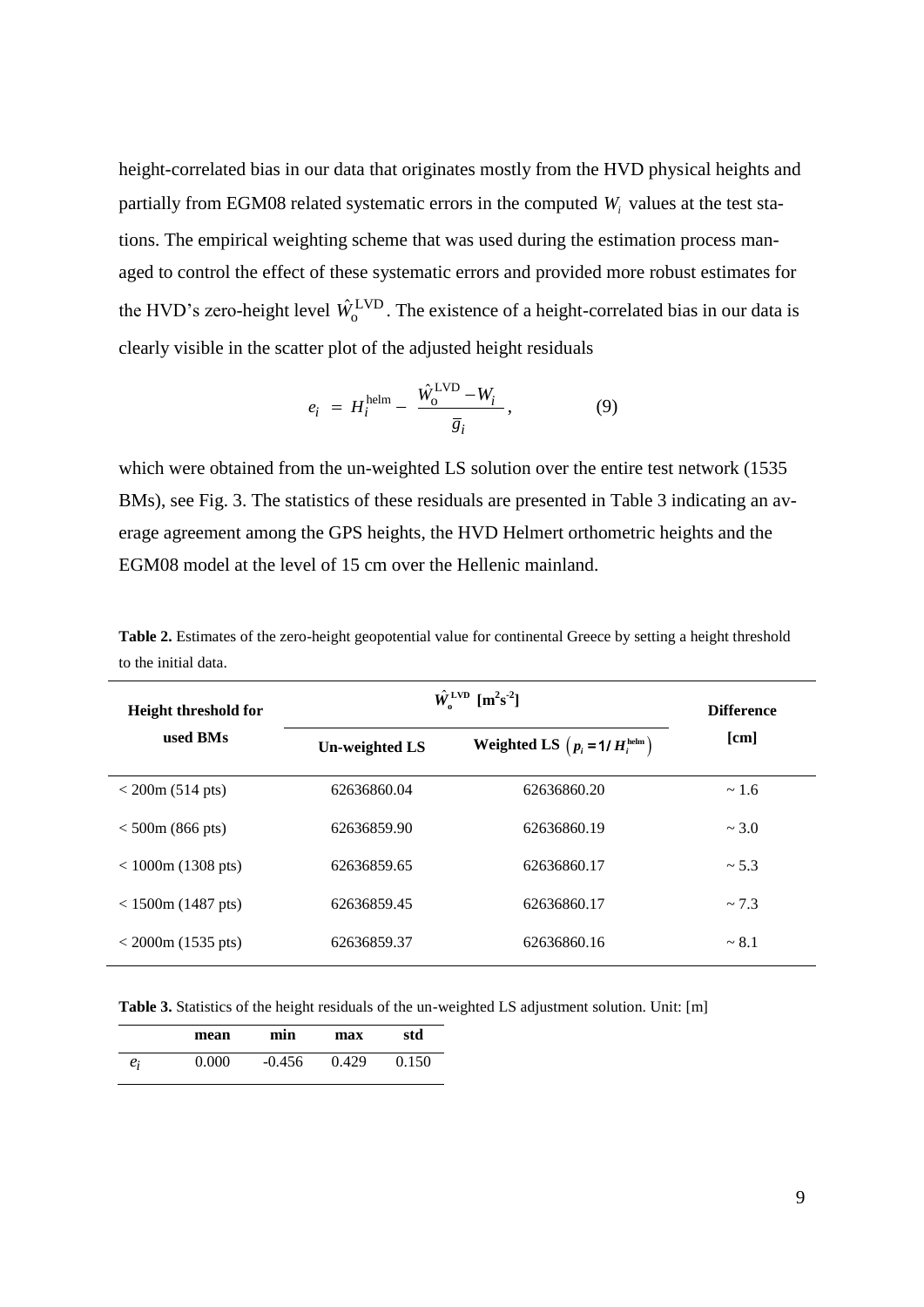height-correlated bias in our data that originates mostly from the HVD physical heights and partially from EGM08 related systematic errors in the computed $W_i$ values at the test stations. The empirical weighting scheme that was used during the estimation process managed to control the effect of these systematic errors and provided more robust estimates for the HVD's zero-height level $\hat{W}_{\mathrm{o}}^{\mathrm{LVD}}$. The existence of a height-correlated bias in our data is clearly visible in the scatter plot of the adjusted height residuals

$$e_i = H_i^{\mathrm{helm}} - \frac{\hat{W}_{\mathrm{o}}^{\mathrm{LVD}} - W_i}{\bar{g}_i}, \tag{9}$$

which were obtained from the un-weighted LS solution over the entire test network (1535 BMs), see Fig. 3. The statistics of these residuals are presented in Table 3 indicating an average agreement among the GPS heights, the HVD Helmert orthometric heights and the EGM08 model at the level of 15 cm over the Hellenic mainland.

**Table 2.** Estimates of the zero-height geopotential value for continental Greece by setting a height threshold to the initial data.

| Height threshold for used BMs | $\hat{W}_{\mathrm{o}}^{\mathrm{LVD}}$ [$\mathrm{m^2s^{-2}}$] | | Difference [cm] |
|---|---|---|---|
| | Un-weighted LS | Weighted LS $\left(p_i = 1/H_i^{\mathrm{helm}}\right)$ | |
| < 200m (514 pts) | 62636860.04 | 62636860.20 | ~ 1.6 |
| < 500m (866 pts) | 62636859.90 | 62636860.19 | ~ 3.0 |
| < 1000m (1308 pts) | 62636859.65 | 62636860.17 | ~ 5.3 |
| < 1500m (1487 pts) | 62636859.45 | 62636860.17 | ~ 7.3 |
| < 2000m (1535 pts) | 62636859.37 | 62636860.16 | ~ 8.1 |

**Table 3.** Statistics of the height residuals of the un-weighted LS adjustment solution. Unit: [m]

| | mean | min | max | std |
|---|---|---|---|---|
| $e_i$ | 0.000 | -0.456 | 0.429 | 0.150 |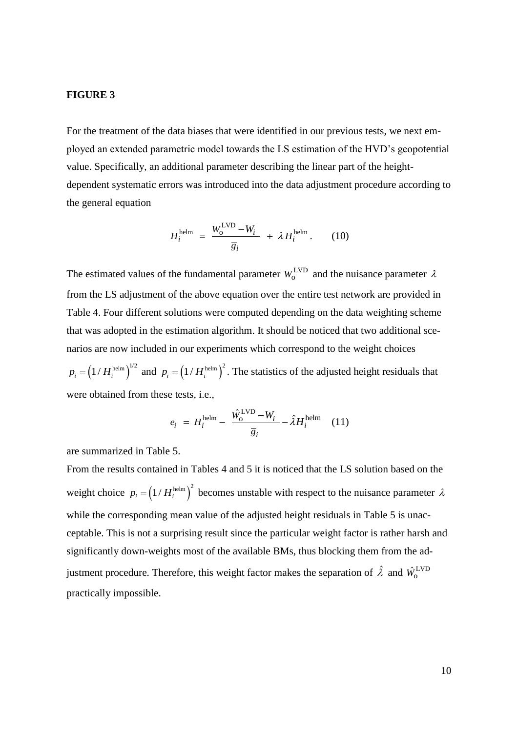**FIGURE 3**

For the treatment of the data biases that were identified in our previous tests, we next employed an extended parametric model towards the LS estimation of the HVD's geopotential value. Specifically, an additional parameter describing the linear part of the height-dependent systematic errors was introduced into the data adjustment procedure according to the general equation

$$H_i^{\text{helm}} = \frac{W_{\text{o}}^{\text{LVD}} - W_i}{\overline{g}_i} + \lambda H_i^{\text{helm}}. \qquad (10)$$

The estimated values of the fundamental parameter $W_{\text{o}}^{\text{LVD}}$ and the nuisance parameter $\lambda$ from the LS adjustment of the above equation over the entire test network are provided in Table 4. Four different solutions were computed depending on the data weighting scheme that was adopted in the estimation algorithm. It should be noticed that two additional scenarios are now included in our experiments which correspond to the weight choices $p_i = \left(1/H_i^{\text{helm}}\right)^{1/2}$ and $p_i = \left(1/H_i^{\text{helm}}\right)^2$. The statistics of the adjusted height residuals that were obtained from these tests, i.e.,

$$e_i = H_i^{\text{helm}} - \frac{\hat{W}_{\text{o}}^{\text{LVD}} - W_i}{\overline{g}_i} - \hat{\lambda} H_i^{\text{helm}} \qquad (11)$$

are summarized in Table 5.

From the results contained in Tables 4 and 5 it is noticed that the LS solution based on the weight choice $p_i = \left(1/H_i^{\text{helm}}\right)^2$ becomes unstable with respect to the nuisance parameter $\lambda$ while the corresponding mean value of the adjusted height residuals in Table 5 is unacceptable. This is not a surprising result since the particular weight factor is rather harsh and significantly down-weights most of the available BMs, thus blocking them from the adjustment procedure. Therefore, this weight factor makes the separation of $\hat{\lambda}$ and $\hat{W}_{\text{o}}^{\text{LVD}}$ practically impossible.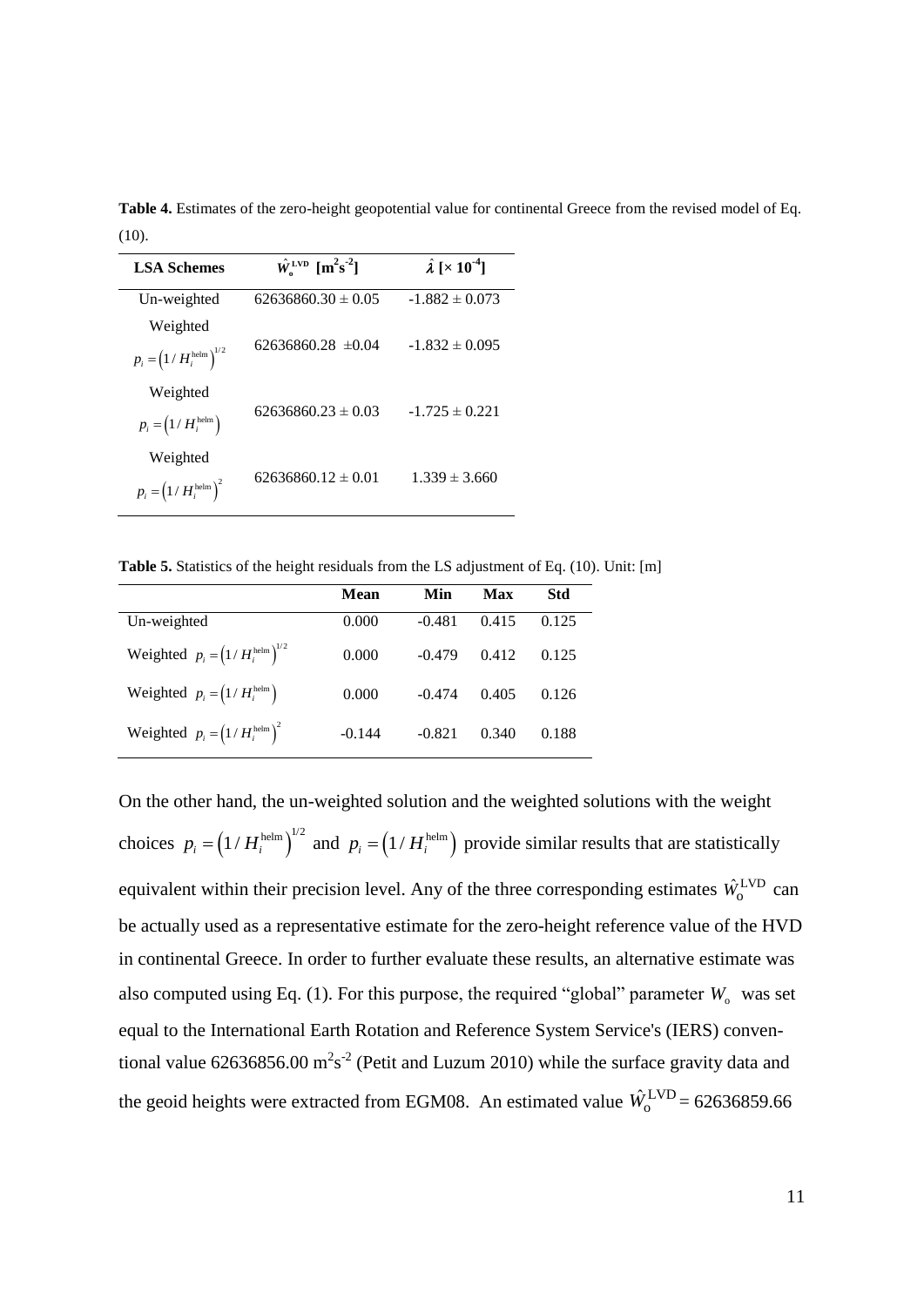**Table 4.** Estimates of the zero-height geopotential value for continental Greece from the revised model of Eq. (10).

| LSA Schemes | $\hat{W}_{\mathrm{o}}^{\mathrm{LVD}}$ [m$^2$s$^{-2}$] | $\hat{\lambda}$ [$\times 10^{-4}$] |
|---|---|---|
| Un-weighted | 62636860.30 ± 0.05 | -1.882 ± 0.073 |
| Weighted $p_i = \left(1/H_i^{\mathrm{helm}}\right)^{1/2}$ | 62636860.28 ±0.04 | -1.832 ± 0.095 |
| Weighted $p_i = \left(1/H_i^{\mathrm{helm}}\right)$ | 62636860.23 ± 0.03 | -1.725 ± 0.221 |
| Weighted $p_i = \left(1/H_i^{\mathrm{helm}}\right)^2$ | 62636860.12 ± 0.01 | 1.339 ± 3.660 |

**Table 5.** Statistics of the height residuals from the LS adjustment of Eq. (10). Unit: [m]

| | Mean | Min | Max | Std |
|---|---|---|---|---|
| Un-weighted | 0.000 | -0.481 | 0.415 | 0.125 |
| Weighted $p_i = \left(1/H_i^{\mathrm{helm}}\right)^{1/2}$ | 0.000 | -0.479 | 0.412 | 0.125 |
| Weighted $p_i = \left(1/H_i^{\mathrm{helm}}\right)$ | 0.000 | -0.474 | 0.405 | 0.126 |
| Weighted $p_i = \left(1/H_i^{\mathrm{helm}}\right)^2$ | -0.144 | -0.821 | 0.340 | 0.188 |

On the other hand, the un-weighted solution and the weighted solutions with the weight choices $p_i = \left(1/H_i^{\mathrm{helm}}\right)^{1/2}$ and $p_i = \left(1/H_i^{\mathrm{helm}}\right)$ provide similar results that are statistically equivalent within their precision level. Any of the three corresponding estimates $\hat{W}_{\mathrm{o}}^{\mathrm{LVD}}$ can be actually used as a representative estimate for the zero-height reference value of the HVD in continental Greece. In order to further evaluate these results, an alternative estimate was also computed using Eq. (1). For this purpose, the required "global" parameter $W_{\mathrm{o}}$ was set equal to the International Earth Rotation and Reference System Service's (IERS) conventional value 62636856.00 m$^2$s$^{-2}$ (Petit and Luzum 2010) while the surface gravity data and the geoid heights were extracted from EGM08. An estimated value $\hat{W}_{\mathrm{o}}^{\mathrm{LVD}}$ = 62636859.66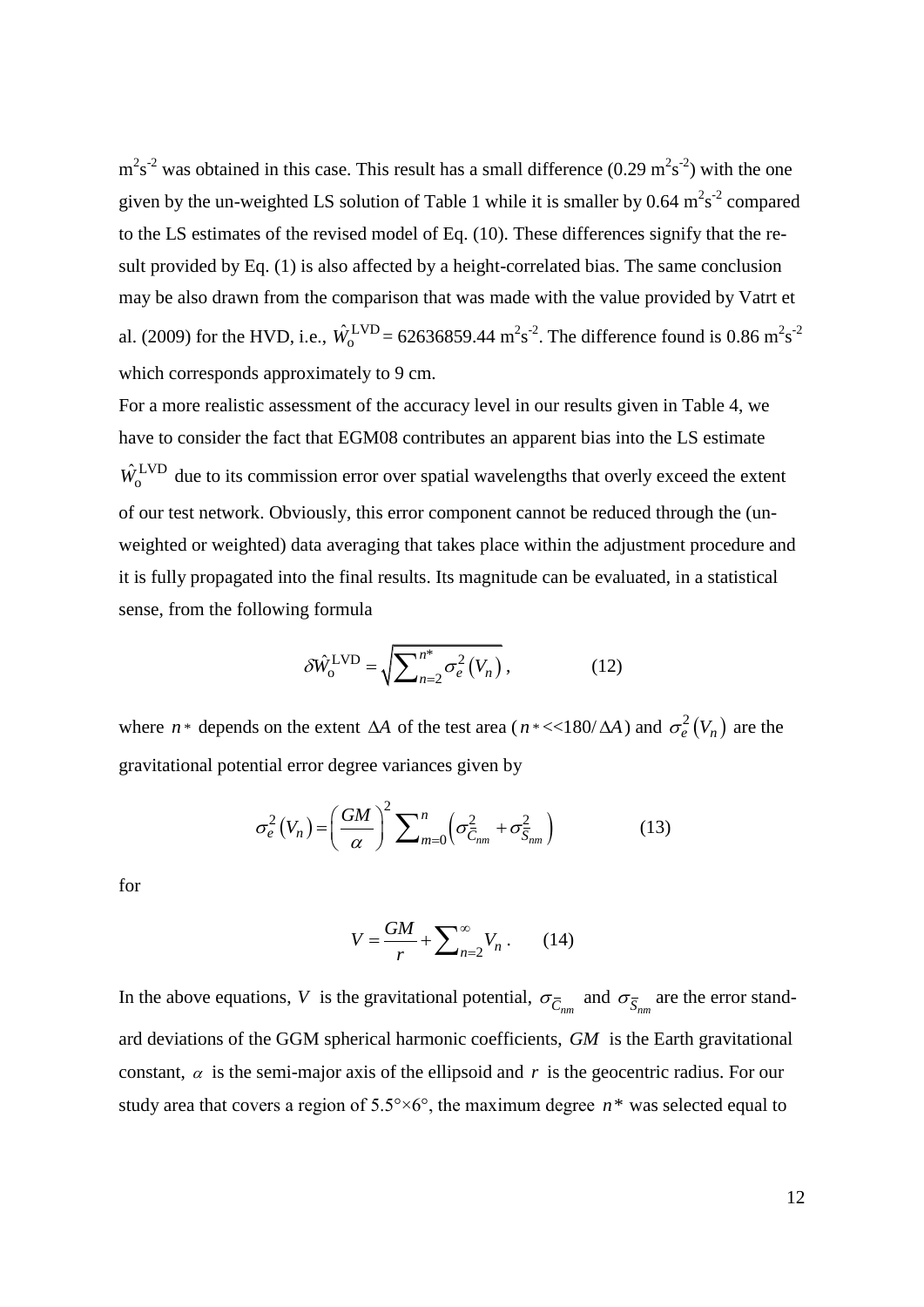$m^2s^{-2}$ was obtained in this case. This result has a small difference (0.29 $m^2s^{-2}$) with the one given by the un-weighted LS solution of Table 1 while it is smaller by 0.64 $m^2s^{-2}$ compared to the LS estimates of the revised model of Eq. (10). These differences signify that the result provided by Eq. (1) is also affected by a height-correlated bias. The same conclusion may be also drawn from the comparison that was made with the value provided by Vatrt et al. (2009) for the HVD, i.e., $\hat{W}_{\mathrm{o}}^{\mathrm{LVD}} = 62636859.44$ $m^2s^{-2}$. The difference found is 0.86 $m^2s^{-2}$ which corresponds approximately to 9 cm.

For a more realistic assessment of the accuracy level in our results given in Table 4, we have to consider the fact that EGM08 contributes an apparent bias into the LS estimate $\hat{W}_{\mathrm{o}}^{\mathrm{LVD}}$ due to its commission error over spatial wavelengths that overly exceed the extent of our test network. Obviously, this error component cannot be reduced through the (un-weighted or weighted) data averaging that takes place within the adjustment procedure and it is fully propagated into the final results. Its magnitude can be evaluated, in a statistical sense, from the following formula

$$\delta\hat{W}_{\mathrm{o}}^{\mathrm{LVD}} = \sqrt{\sum_{n=2}^{n*} \sigma_e^2\left(V_n\right)}\,, \qquad (12)$$

where $n*$ depends on the extent $\Delta A$ of the test area ($n* << 180/\Delta A$) and $\sigma_e^2\left(V_n\right)$ are the gravitational potential error degree variances given by

$$\sigma_e^2\left(V_n\right) = \left(\frac{GM}{\alpha}\right)^2 \sum_{m=0}^{n}\left(\sigma_{\bar{C}_{nm}}^2 + \sigma_{\bar{S}_{nm}}^2\right) \qquad (13)$$

for

$$V = \frac{GM}{r} + \sum_{n=2}^{\infty} V_n\,. \qquad (14)$$

In the above equations, $V$ is the gravitational potential, $\sigma_{\bar{C}_{nm}}$ and $\sigma_{\bar{S}_{nm}}$ are the error standard deviations of the GGM spherical harmonic coefficients, $GM$ is the Earth gravitational constant, $\alpha$ is the semi-major axis of the ellipsoid and $r$ is the geocentric radius. For our study area that covers a region of 5.5°×6°, the maximum degree $n*$ was selected equal to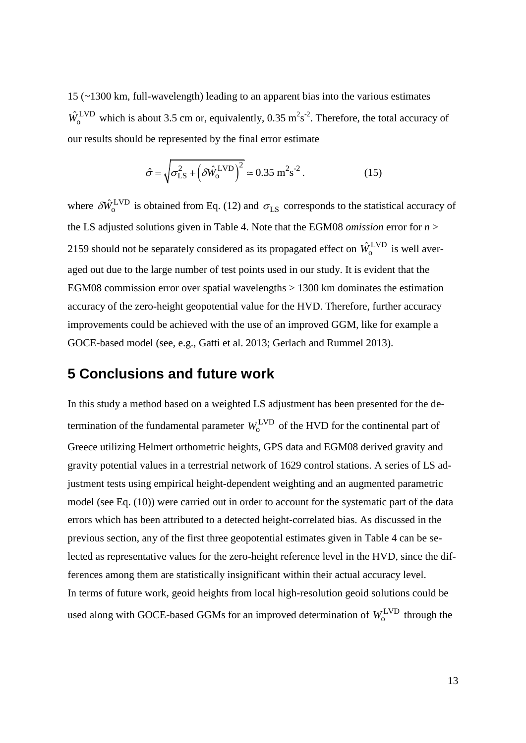15 (~1300 km, full-wavelength) leading to an apparent bias into the various estimates $\hat{W}_{\mathrm{o}}^{\mathrm{LVD}}$ which is about 3.5 cm or, equivalently, 0.35 $\mathrm{m^2s^{-2}}$. Therefore, the total accuracy of our results should be represented by the final error estimate

$$\hat{\sigma} = \sqrt{\sigma_{\mathrm{LS}}^2 + \left(\delta \hat{W}_{\mathrm{o}}^{\mathrm{LVD}}\right)^2} \simeq 0.35 \ \mathrm{m^2s^{-2}}. \qquad (15)$$

where $\delta \hat{W}_{\mathrm{o}}^{\mathrm{LVD}}$ is obtained from Eq. (12) and $\sigma_{\mathrm{LS}}$ corresponds to the statistical accuracy of the LS adjusted solutions given in Table 4. Note that the EGM08 *omission* error for $n >$ 2159 should not be separately considered as its propagated effect on $\hat{W}_{\mathrm{o}}^{\mathrm{LVD}}$ is well averaged out due to the large number of test points used in our study. It is evident that the EGM08 commission error over spatial wavelengths > 1300 km dominates the estimation accuracy of the zero-height geopotential value for the HVD. Therefore, further accuracy improvements could be achieved with the use of an improved GGM, like for example a GOCE-based model (see, e.g., Gatti et al. 2013; Gerlach and Rummel 2013).

## 5 Conclusions and future work

In this study a method based on a weighted LS adjustment has been presented for the determination of the fundamental parameter $W_{\mathrm{o}}^{\mathrm{LVD}}$ of the HVD for the continental part of Greece utilizing Helmert orthometric heights, GPS data and EGM08 derived gravity and gravity potential values in a terrestrial network of 1629 control stations. A series of LS adjustment tests using empirical height-dependent weighting and an augmented parametric model (see Eq. (10)) were carried out in order to account for the systematic part of the data errors which has been attributed to a detected height-correlated bias. As discussed in the previous section, any of the first three geopotential estimates given in Table 4 can be selected as representative values for the zero-height reference level in the HVD, since the differences among them are statistically insignificant within their actual accuracy level.

In terms of future work, geoid heights from local high-resolution geoid solutions could be used along with GOCE-based GGMs for an improved determination of $W_{\mathrm{o}}^{\mathrm{LVD}}$ through the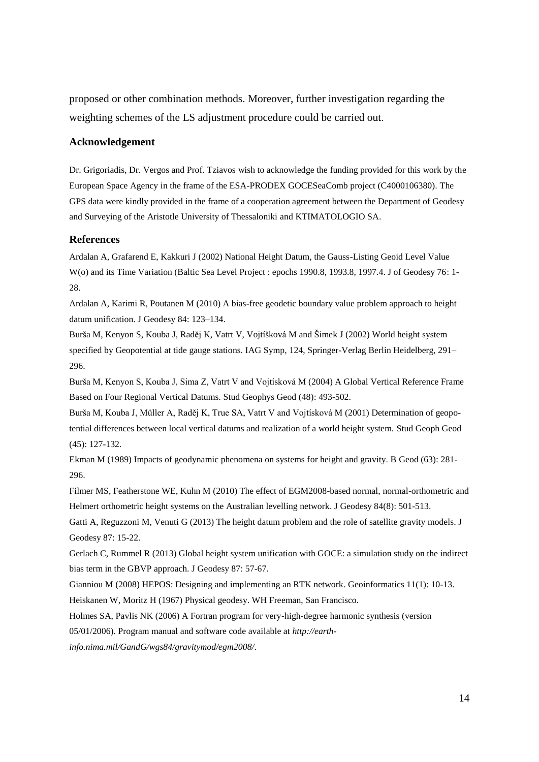proposed or other combination methods. Moreover, further investigation regarding the weighting schemes of the LS adjustment procedure could be carried out.

## Acknowledgement

Dr. Grigoriadis, Dr. Vergos and Prof. Tziavos wish to acknowledge the funding provided for this work by the European Space Agency in the frame of the ESA-PRODEX GOCESeaComb project (C4000106380). The GPS data were kindly provided in the frame of a cooperation agreement between the Department of Geodesy and Surveying of the Aristotle University of Thessaloniki and KTIMATOLOGIO SA.

## References

Ardalan A, Grafarend E, Kakkuri J (2002) National Height Datum, the Gauss-Listing Geoid Level Value W(o) and its Time Variation (Baltic Sea Level Project : epochs 1990.8, 1993.8, 1997.4. J of Geodesy 76: 1-28.

Ardalan A, Karimi R, Poutanen M (2010) A bias-free geodetic boundary value problem approach to height datum unification. J Geodesy 84: 123–134.

Burša M, Kenyon S, Kouba J, Raděj K, Vatrt V, Vojtíšková M and Šimek J (2002) World height system specified by Geopotential at tide gauge stations. IAG Symp, 124, Springer-Verlag Berlin Heidelberg, 291–296.

Burša M, Kenyon S, Kouba J, Sima Z, Vatrt V and Vojtísková M (2004) A Global Vertical Reference Frame Based on Four Regional Vertical Datums. Stud Geophys Geod (48): 493-502.

Burša M, Kouba J, Müller A, Raděj K, True SA, Vatrt V and Vojtísková M (2001) Determination of geopotential differences between local vertical datums and realization of a world height system. Stud Geoph Geod (45): 127-132.

Ekman M (1989) Impacts of geodynamic phenomena on systems for height and gravity. B Geod (63): 281-296.

Filmer MS, Featherstone WE, Kuhn M (2010) The effect of EGM2008-based normal, normal-orthometric and Helmert orthometric height systems on the Australian levelling network. J Geodesy 84(8): 501-513.

Gatti A, Reguzzoni M, Venuti G (2013) The height datum problem and the role of satellite gravity models. J Geodesy 87: 15-22.

Gerlach C, Rummel R (2013) Global height system unification with GOCE: a simulation study on the indirect bias term in the GBVP approach. J Geodesy 87: 57-67.

Gianniou M (2008) HEPOS: Designing and implementing an RTK network. Geoinformatics 11(1): 10-13.

Heiskanen W, Moritz H (1967) Physical geodesy. WH Freeman, San Francisco.

Holmes SA, Pavlis NK (2006) A Fortran program for very-high-degree harmonic synthesis (version 05/01/2006). Program manual and software code available at *http://earth-info.nima.mil/GandG/wgs84/gravitymod/egm2008/*.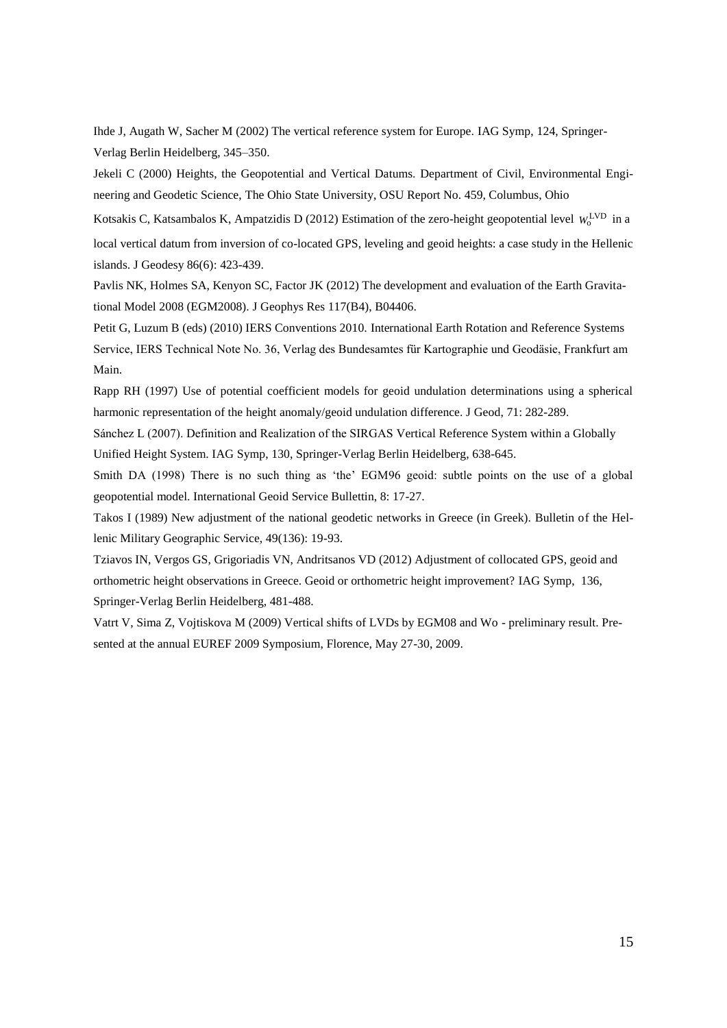Ihde J, Augath W, Sacher M (2002) The vertical reference system for Europe. IAG Symp, 124, Springer-Verlag Berlin Heidelberg, 345–350.

Jekeli C (2000) Heights, the Geopotential and Vertical Datums. Department of Civil, Environmental Engineering and Geodetic Science, The Ohio State University, OSU Report No. 459, Columbus, Ohio

Kotsakis C, Katsambalos K, Ampatzidis D (2012) Estimation of the zero-height geopotential level $W_o^{\mathrm{LVD}}$ in a local vertical datum from inversion of co-located GPS, leveling and geoid heights: a case study in the Hellenic islands. J Geodesy 86(6): 423-439.

Pavlis NK, Holmes SA, Kenyon SC, Factor JK (2012) The development and evaluation of the Earth Gravitational Model 2008 (EGM2008). J Geophys Res 117(B4), B04406.

Petit G, Luzum B (eds) (2010) IERS Conventions 2010. International Earth Rotation and Reference Systems Service, IERS Technical Note No. 36, Verlag des Bundesamtes für Kartographie und Geodäsie, Frankfurt am Main.

Rapp RH (1997) Use of potential coefficient models for geoid undulation determinations using a spherical harmonic representation of the height anomaly/geoid undulation difference. J Geod, 71: 282-289.

Sánchez L (2007). Definition and Realization of the SIRGAS Vertical Reference System within a Globally Unified Height System. IAG Symp, 130, Springer-Verlag Berlin Heidelberg, 638-645.

Smith DA (1998) There is no such thing as 'the' EGM96 geoid: subtle points on the use of a global geopotential model. International Geoid Service Bullettin, 8: 17-27.

Takos I (1989) New adjustment of the national geodetic networks in Greece (in Greek). Bulletin of the Hellenic Military Geographic Service, 49(136): 19-93.

Tziavos IN, Vergos GS, Grigoriadis VN, Andritsanos VD (2012) Adjustment of collocated GPS, geoid and orthometric height observations in Greece. Geoid or orthometric height improvement? IAG Symp, 136, Springer-Verlag Berlin Heidelberg, 481-488.

Vatrt V, Sima Z, Vojtiskova M (2009) Vertical shifts of LVDs by EGM08 and Wo - preliminary result. Presented at the annual EUREF 2009 Symposium, Florence, May 27-30, 2009.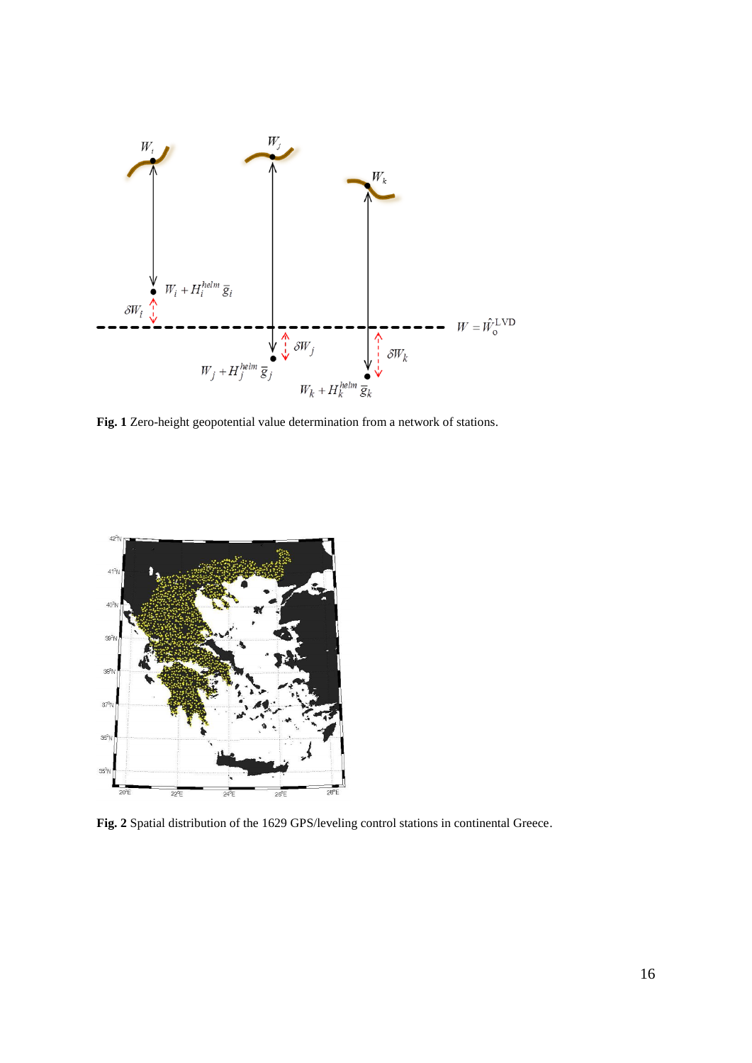**Fig. 1** Zero-height geopotential value determination from a network of stations.

**Fig. 2** Spatial distribution of the 1629 GPS/leveling control stations in continental Greece.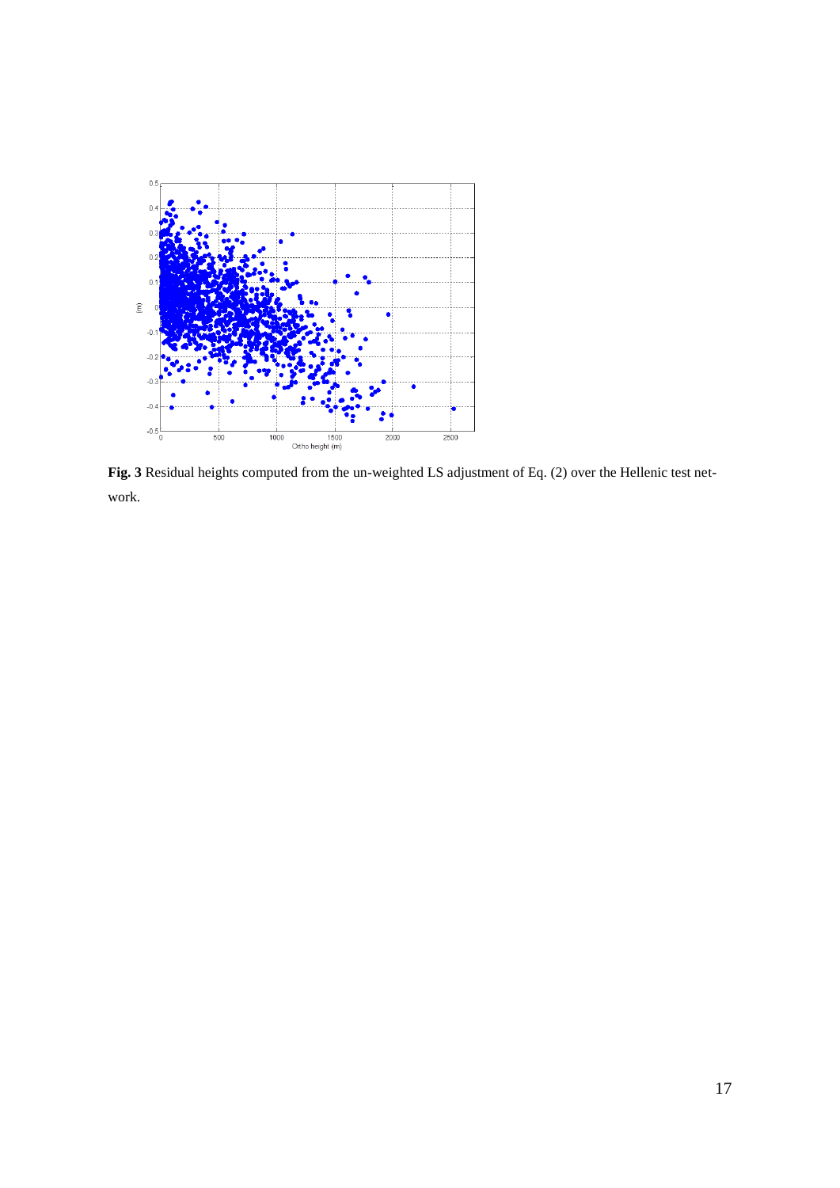0.5
0.4
0.3
0.2
0.1
0
-0.1
-0.2
-0.3
-0.4
-0.5

(m)

0
500
1000
1500
2000
2500

Ortho height (m)

**Fig. 3** Residual heights computed from the un-weighted LS adjustment of Eq. (2) over the Hellenic test network.